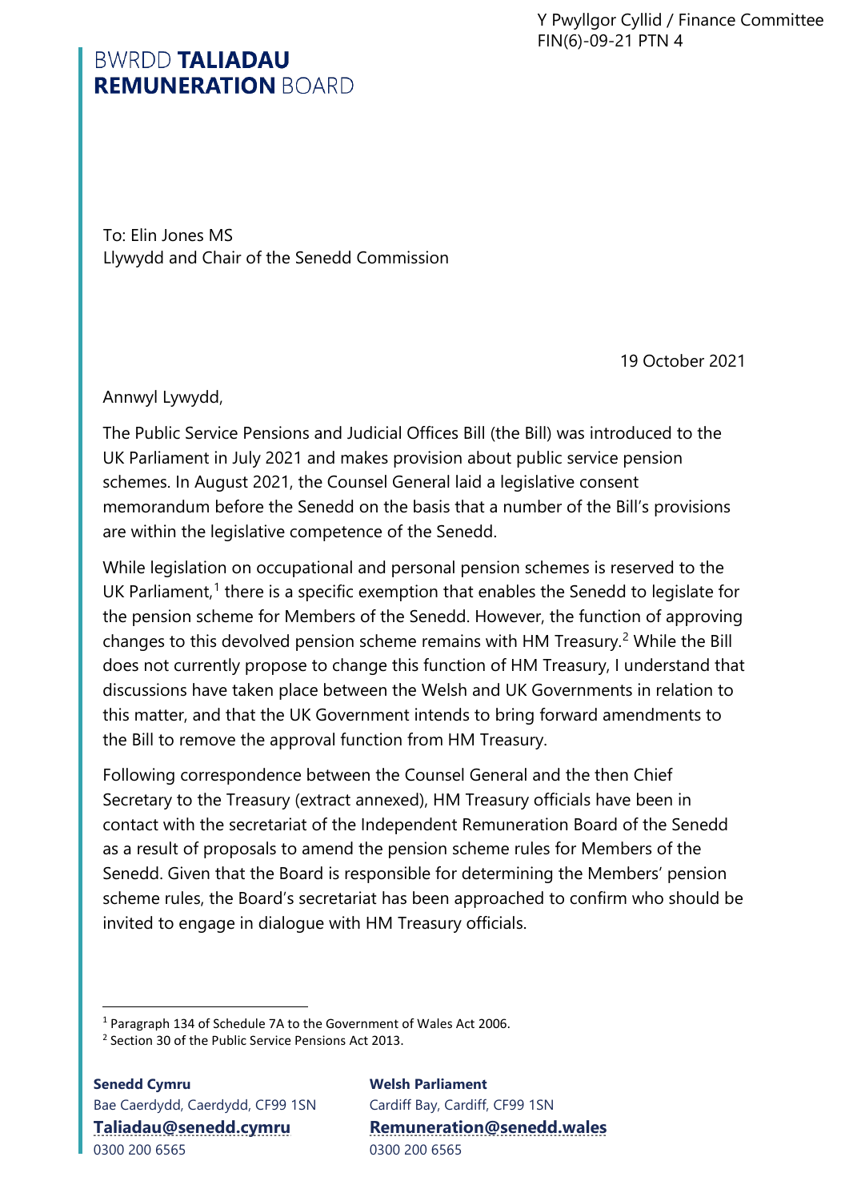Y Pwyllgor Cyllid / Finance Committee
FIN(6)-09-21 PTN 4

BWRDD **TALIADAU**
**REMUNERATION** BOARD

To: Elin Jones MS
Llywydd and Chair of the Senedd Commission

19 October 2021

Annwyl Lywydd,

The Public Service Pensions and Judicial Offices Bill (the Bill) was introduced to the UK Parliament in July 2021 and makes provision about public service pension schemes. In August 2021, the Counsel General laid a legislative consent memorandum before the Senedd on the basis that a number of the Bill's provisions are within the legislative competence of the Senedd.

While legislation on occupational and personal pension schemes is reserved to the UK Parliament,[1] there is a specific exemption that enables the Senedd to legislate for the pension scheme for Members of the Senedd. However, the function of approving changes to this devolved pension scheme remains with HM Treasury.[2] While the Bill does not currently propose to change this function of HM Treasury, I understand that discussions have taken place between the Welsh and UK Governments in relation to this matter, and that the UK Government intends to bring forward amendments to the Bill to remove the approval function from HM Treasury.

Following correspondence between the Counsel General and the then Chief Secretary to the Treasury (extract annexed), HM Treasury officials have been in contact with the secretariat of the Independent Remuneration Board of the Senedd as a result of proposals to amend the pension scheme rules for Members of the Senedd. Given that the Board is responsible for determining the Members' pension scheme rules, the Board's secretariat has been approached to confirm who should be invited to engage in dialogue with HM Treasury officials.

---

[1] Paragraph 134 of Schedule 7A to the Government of Wales Act 2006.

[2] Section 30 of the Public Service Pensions Act 2013.

**Senedd Cymru**
Bae Caerdydd, Caerdydd, CF99 1SN
**Taliadau@senedd.cymru**
0300 200 6565

**Welsh Parliament**
Cardiff Bay, Cardiff, CF99 1SN
**Remuneration@senedd.wales**
0300 200 6565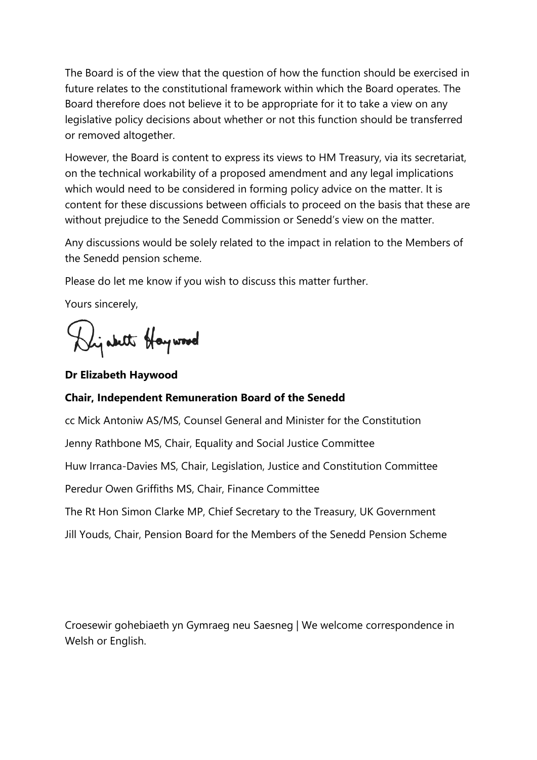The Board is of the view that the question of how the function should be exercised in future relates to the constitutional framework within which the Board operates. The Board therefore does not believe it to be appropriate for it to take a view on any legislative policy decisions about whether or not this function should be transferred or removed altogether.

However, the Board is content to express its views to HM Treasury, via its secretariat, on the technical workability of a proposed amendment and any legal implications which would need to be considered in forming policy advice on the matter. It is content for these discussions between officials to proceed on the basis that these are without prejudice to the Senedd Commission or Senedd's view on the matter.

Any discussions would be solely related to the impact in relation to the Members of the Senedd pension scheme.

Please do let me know if you wish to discuss this matter further.

Yours sincerely,

Elizabeth Haywood

**Dr Elizabeth Haywood**

**Chair, Independent Remuneration Board of the Senedd**

cc Mick Antoniw AS/MS, Counsel General and Minister for the Constitution

Jenny Rathbone MS, Chair, Equality and Social Justice Committee

Huw Irranca-Davies MS, Chair, Legislation, Justice and Constitution Committee

Peredur Owen Griffiths MS, Chair, Finance Committee

The Rt Hon Simon Clarke MP, Chief Secretary to the Treasury, UK Government

Jill Youds, Chair, Pension Board for the Members of the Senedd Pension Scheme

Croesewir gohebiaeth yn Gymraeg neu Saesneg | We welcome correspondence in Welsh or English.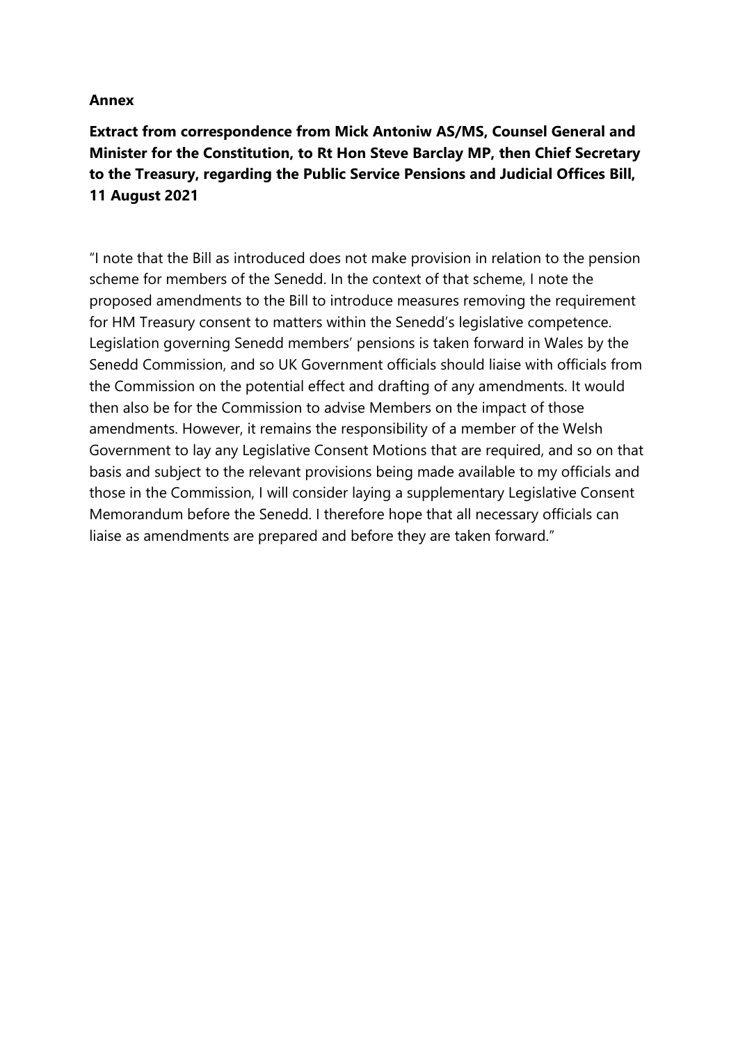**Annex**

**Extract from correspondence from Mick Antoniw AS/MS, Counsel General and Minister for the Constitution, to Rt Hon Steve Barclay MP, then Chief Secretary to the Treasury, regarding the Public Service Pensions and Judicial Offices Bill, 11 August 2021**

"I note that the Bill as introduced does not make provision in relation to the pension scheme for members of the Senedd. In the context of that scheme, I note the proposed amendments to the Bill to introduce measures removing the requirement for HM Treasury consent to matters within the Senedd's legislative competence. Legislation governing Senedd members' pensions is taken forward in Wales by the Senedd Commission, and so UK Government officials should liaise with officials from the Commission on the potential effect and drafting of any amendments. It would then also be for the Commission to advise Members on the impact of those amendments. However, it remains the responsibility of a member of the Welsh Government to lay any Legislative Consent Motions that are required, and so on that basis and subject to the relevant provisions being made available to my officials and those in the Commission, I will consider laying a supplementary Legislative Consent Memorandum before the Senedd. I therefore hope that all necessary officials can liaise as amendments are prepared and before they are taken forward."